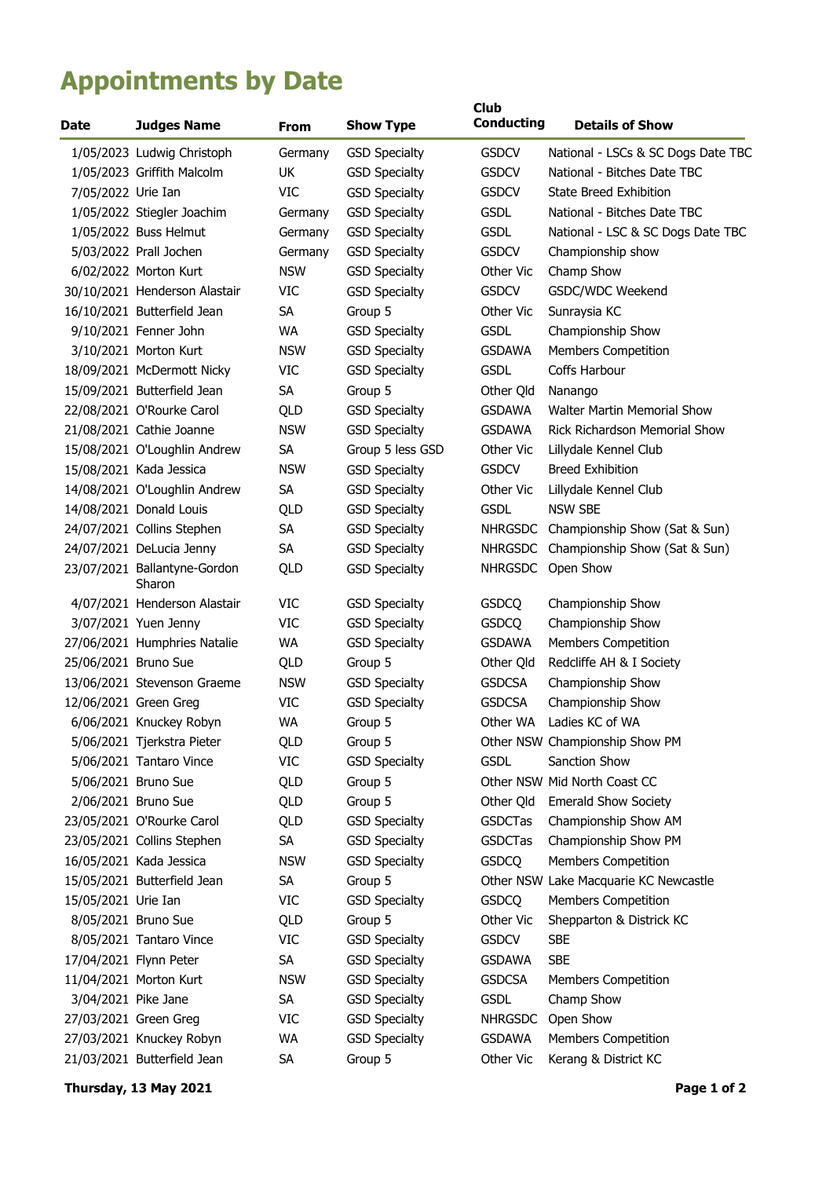# Appointments by Date

| Date | Judges Name | From | Show Type | Club Conducting | Details of Show |
|---|---|---|---|---|---|
| 1/05/2023 | Ludwig Christoph | Germany | GSD Specialty | GSDCV | National - LSCs & SC Dogs Date TBC |
| 1/05/2023 | Griffith Malcolm | UK | GSD Specialty | GSDCV | National - Bitches Date TBC |
| 7/05/2022 | Urie Ian | VIC | GSD Specialty | GSDCV | State Breed Exhibition |
| 1/05/2022 | Stiegler Joachim | Germany | GSD Specialty | GSDL | National - Bitches Date TBC |
| 1/05/2022 | Buss Helmut | Germany | GSD Specialty | GSDL | National - LSC & SC Dogs Date TBC |
| 5/03/2022 | Prall Jochen | Germany | GSD Specialty | GSDCV | Championship show |
| 6/02/2022 | Morton Kurt | NSW | GSD Specialty | Other Vic | Champ Show |
| 30/10/2021 | Henderson Alastair | VIC | GSD Specialty | GSDCV | GSDC/WDC Weekend |
| 16/10/2021 | Butterfield Jean | SA | Group 5 | Other Vic | Sunraysia KC |
| 9/10/2021 | Fenner John | WA | GSD Specialty | GSDL | Championship Show |
| 3/10/2021 | Morton Kurt | NSW | GSD Specialty | GSDAWA | Members Competition |
| 18/09/2021 | McDermott Nicky | VIC | GSD Specialty | GSDL | Coffs Harbour |
| 15/09/2021 | Butterfield Jean | SA | Group 5 | Other Qld | Nanango |
| 22/08/2021 | O'Rourke Carol | QLD | GSD Specialty | GSDAWA | Walter Martin Memorial Show |
| 21/08/2021 | Cathie Joanne | NSW | GSD Specialty | GSDAWA | Rick Richardson Memorial Show |
| 15/08/2021 | O'Loughlin Andrew | SA | Group 5 less GSD | Other Vic | Lillydale Kennel Club |
| 15/08/2021 | Kada Jessica | NSW | GSD Specialty | GSDCV | Breed Exhibition |
| 14/08/2021 | O'Loughlin Andrew | SA | GSD Specialty | Other Vic | Lillydale Kennel Club |
| 14/08/2021 | Donald Louis | QLD | GSD Specialty | GSDL | NSW SBE |
| 24/07/2021 | Collins Stephen | SA | GSD Specialty | NHRGSDC | Championship Show (Sat & Sun) |
| 24/07/2021 | DeLucia Jenny | SA | GSD Specialty | NHRGSDC | Championship Show (Sat & Sun) |
| 23/07/2021 | Ballantyne-Gordon Sharon | QLD | GSD Specialty | NHRGSDC | Open Show |
| 4/07/2021 | Henderson Alastair | VIC | GSD Specialty | GSDCQ | Championship Show |
| 3/07/2021 | Yuen Jenny | VIC | GSD Specialty | GSDCQ | Championship Show |
| 27/06/2021 | Humphries Natalie | WA | GSD Specialty | GSDAWA | Members Competition |
| 25/06/2021 | Bruno Sue | QLD | Group 5 | Other Qld | Redcliffe AH & I Society |
| 13/06/2021 | Stevenson Graeme | NSW | GSD Specialty | GSDCSA | Championship Show |
| 12/06/2021 | Green Greg | VIC | GSD Specialty | GSDCSA | Championship Show |
| 6/06/2021 | Knuckey Robyn | WA | Group 5 | Other WA | Ladies KC of WA |
| 5/06/2021 | Tjerkstra Pieter | QLD | Group 5 | Other NSW | Championship Show PM |
| 5/06/2021 | Tantaro Vince | VIC | GSD Specialty | GSDL | Sanction Show |
| 5/06/2021 | Bruno Sue | QLD | Group 5 | Other NSW | Mid North Coast CC |
| 2/06/2021 | Bruno Sue | QLD | Group 5 | Other Qld | Emerald Show Society |
| 23/05/2021 | O'Rourke Carol | QLD | GSD Specialty | GSDCTas | Championship Show AM |
| 23/05/2021 | Collins Stephen | SA | GSD Specialty | GSDCTas | Championship Show PM |
| 16/05/2021 | Kada Jessica | NSW | GSD Specialty | GSDCQ | Members Competition |
| 15/05/2021 | Butterfield Jean | SA | Group 5 | Other NSW | Lake Macquarie KC Newcastle |
| 15/05/2021 | Urie Ian | VIC | GSD Specialty | GSDCQ | Members Competition |
| 8/05/2021 | Bruno Sue | QLD | Group 5 | Other Vic | Shepparton & Districk KC |
| 8/05/2021 | Tantaro Vince | VIC | GSD Specialty | GSDCV | SBE |
| 17/04/2021 | Flynn Peter | SA | GSD Specialty | GSDAWA | SBE |
| 11/04/2021 | Morton Kurt | NSW | GSD Specialty | GSDCSA | Members Competition |
| 3/04/2021 | Pike Jane | SA | GSD Specialty | GSDL | Champ Show |
| 27/03/2021 | Green Greg | VIC | GSD Specialty | NHRGSDC | Open Show |
| 27/03/2021 | Knuckey Robyn | WA | GSD Specialty | GSDAWA | Members Competition |
| 21/03/2021 | Butterfield Jean | SA | Group 5 | Other Vic | Kerang & District KC |

**Thursday, 13 May 2021**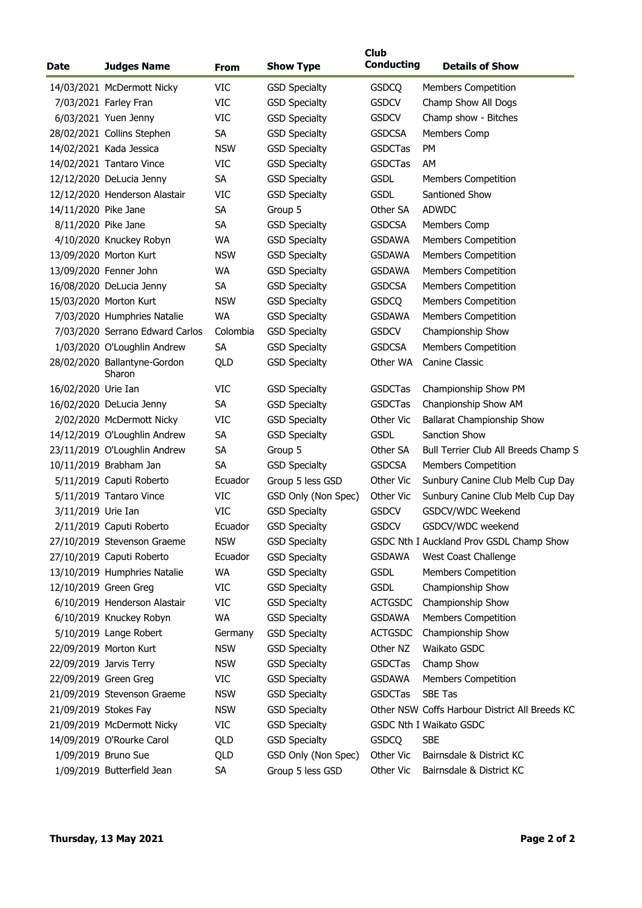| Date | Judges Name | From | Show Type | Club Conducting | Details of Show |
|---|---|---|---|---|---|
| 14/03/2021 | McDermott Nicky | VIC | GSD Specialty | GSDCQ | Members Competition |
| 7/03/2021 | Farley Fran | VIC | GSD Specialty | GSDCV | Champ Show All Dogs |
| 6/03/2021 | Yuen Jenny | VIC | GSD Specialty | GSDCV | Champ show - Bitches |
| 28/02/2021 | Collins Stephen | SA | GSD Specialty | GSDCSA | Members Comp |
| 14/02/2021 | Kada Jessica | NSW | GSD Specialty | GSDCTas | PM |
| 14/02/2021 | Tantaro Vince | VIC | GSD Specialty | GSDCTas | AM |
| 12/12/2020 | DeLucia Jenny | SA | GSD Specialty | GSDL | Members Competition |
| 12/12/2020 | Henderson Alastair | VIC | GSD Specialty | GSDL | Santioned Show |
| 14/11/2020 | Pike Jane | SA | Group 5 | Other SA | ADWDC |
| 8/11/2020 | Pike Jane | SA | GSD Specialty | GSDCSA | Members Comp |
| 4/10/2020 | Knuckey Robyn | WA | GSD Specialty | GSDAWA | Members Competition |
| 13/09/2020 | Morton Kurt | NSW | GSD Specialty | GSDAWA | Members Competition |
| 13/09/2020 | Fenner John | WA | GSD Specialty | GSDAWA | Members Competition |
| 16/08/2020 | DeLucia Jenny | SA | GSD Specialty | GSDCSA | Members Competition |
| 15/03/2020 | Morton Kurt | NSW | GSD Specialty | GSDCQ | Members Competition |
| 7/03/2020 | Humphries Natalie | WA | GSD Specialty | GSDAWA | Members Competition |
| 7/03/2020 | Serrano Edward Carlos | Colombia | GSD Specialty | GSDCV | Championship Show |
| 1/03/2020 | O'Loughlin Andrew | SA | GSD Specialty | GSDCSA | Members Competition |
| 28/02/2020 | Ballantyne-Gordon Sharon | QLD | GSD Specialty | Other WA | Canine Classic |
| 16/02/2020 | Urie Ian | VIC | GSD Specialty | GSDCTas | Championship Show PM |
| 16/02/2020 | DeLucia Jenny | SA | GSD Specialty | GSDCTas | Chanpionship Show AM |
| 2/02/2020 | McDermott Nicky | VIC | GSD Specialty | Other Vic | Ballarat Championship Show |
| 14/12/2019 | O'Loughlin Andrew | SA | GSD Specialty | GSDL | Sanction Show |
| 23/11/2019 | O'Loughlin Andrew | SA | Group 5 | Other SA | Bull Terrier Club All Breeds Champ S |
| 10/11/2019 | Brabham Jan | SA | GSD Specialty | GSDCSA | Members Competition |
| 5/11/2019 | Caputi Roberto | Ecuador | Group 5 less GSD | Other Vic | Sunbury Canine Club Melb Cup Day |
| 5/11/2019 | Tantaro Vince | VIC | GSD Only (Non Spec) | Other Vic | Sunbury Canine Club Melb Cup Day |
| 3/11/2019 | Urie Ian | VIC | GSD Specialty | GSDCV | GSDCV/WDC Weekend |
| 2/11/2019 | Caputi Roberto | Ecuador | GSD Specialty | GSDCV | GSDCV/WDC weekend |
| 27/10/2019 | Stevenson Graeme | NSW | GSD Specialty | GSDC Nth I | Auckland Prov GSDL Champ Show |
| 27/10/2019 | Caputi Roberto | Ecuador | GSD Specialty | GSDAWA | West Coast Challenge |
| 13/10/2019 | Humphries Natalie | WA | GSD Specialty | GSDL | Members Competition |
| 12/10/2019 | Green Greg | VIC | GSD Specialty | GSDL | Championship Show |
| 6/10/2019 | Henderson Alastair | VIC | GSD Specialty | ACTGSDC | Championship Show |
| 6/10/2019 | Knuckey Robyn | WA | GSD Specialty | GSDAWA | Members Competition |
| 5/10/2019 | Lange Robert | Germany | GSD Specialty | ACTGSDC | Championship Show |
| 22/09/2019 | Morton Kurt | NSW | GSD Specialty | Other NZ | Waikato GSDC |
| 22/09/2019 | Jarvis Terry | NSW | GSD Specialty | GSDCTas | Champ Show |
| 22/09/2019 | Green Greg | VIC | GSD Specialty | GSDAWA | Members Competition |
| 21/09/2019 | Stevenson Graeme | NSW | GSD Specialty | GSDCTas | SBE Tas |
| 21/09/2019 | Stokes Fay | NSW | GSD Specialty | Other NSW | Coffs Harbour District All Breeds KC |
| 21/09/2019 | McDermott Nicky | VIC | GSD Specialty | GSDC Nth I | Waikato GSDC |
| 14/09/2019 | O'Rourke Carol | QLD | GSD Specialty | GSDCQ | SBE |
| 1/09/2019 | Bruno Sue | QLD | GSD Only (Non Spec) | Other Vic | Bairnsdale & District KC |
| 1/09/2019 | Butterfield Jean | SA | Group 5 less GSD | Other Vic | Bairnsdale & District KC |

Thursday, 13 May 2021